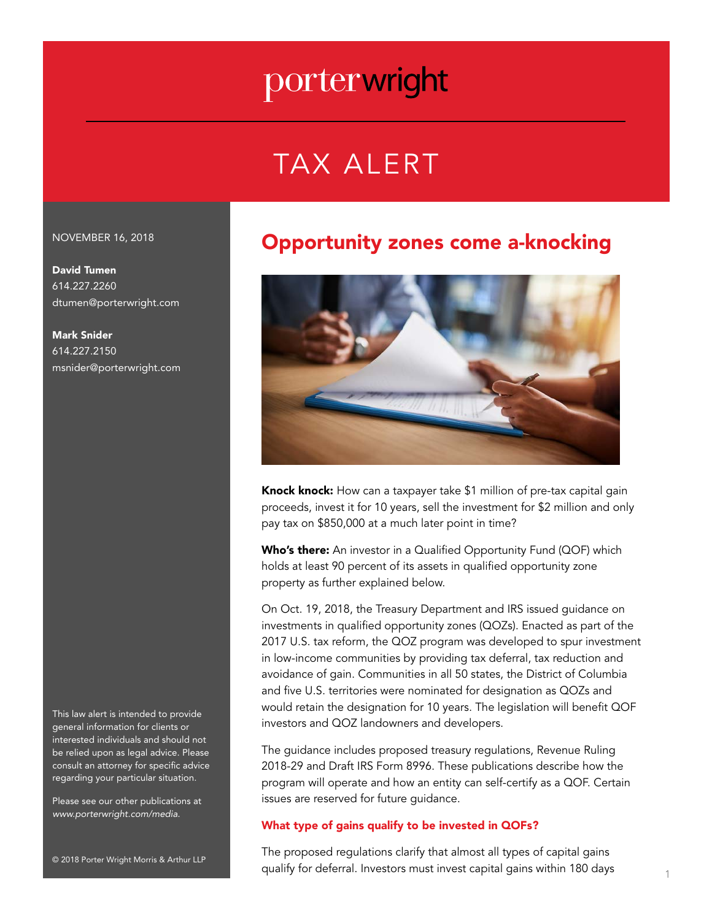# porterwright

## TAX ALERT

NOVEMBER 16, 2018

**David Tumen**
614.227.2260
dtumen@porterwright.com

**Mark Snider**
614.227.2150
msnider@porterwright.com

# Opportunity zones come a-knocking

**Knock knock:** How can a taxpayer take $1 million of pre-tax capital gain proceeds, invest it for 10 years, sell the investment for $2 million and only pay tax on $850,000 at a much later point in time?

**Who's there:** An investor in a Qualified Opportunity Fund (QOF) which holds at least 90 percent of its assets in qualified opportunity zone property as further explained below.

On Oct. 19, 2018, the Treasury Department and IRS issued guidance on investments in qualified opportunity zones (QOZs). Enacted as part of the 2017 U.S. tax reform, the QOZ program was developed to spur investment in low-income communities by providing tax deferral, tax reduction and avoidance of gain. Communities in all 50 states, the District of Columbia and five U.S. territories were nominated for designation as QOZs and would retain the designation for 10 years. The legislation will benefit QOF investors and QOZ landowners and developers.

The guidance includes proposed treasury regulations, Revenue Ruling 2018-29 and Draft IRS Form 8996. These publications describe how the program will operate and how an entity can self-certify as a QOF. Certain issues are reserved for future guidance.

### What type of gains qualify to be invested in QOFs?

The proposed regulations clarify that almost all types of capital gains qualify for deferral. Investors must invest capital gains within 180 days

This law alert is intended to provide general information for clients or interested individuals and should not be relied upon as legal advice. Please consult an attorney for specific advice regarding your particular situation.

Please see our other publications at *www.porterwright.com/media.*

© 2018 Porter Wright Morris & Arthur LLP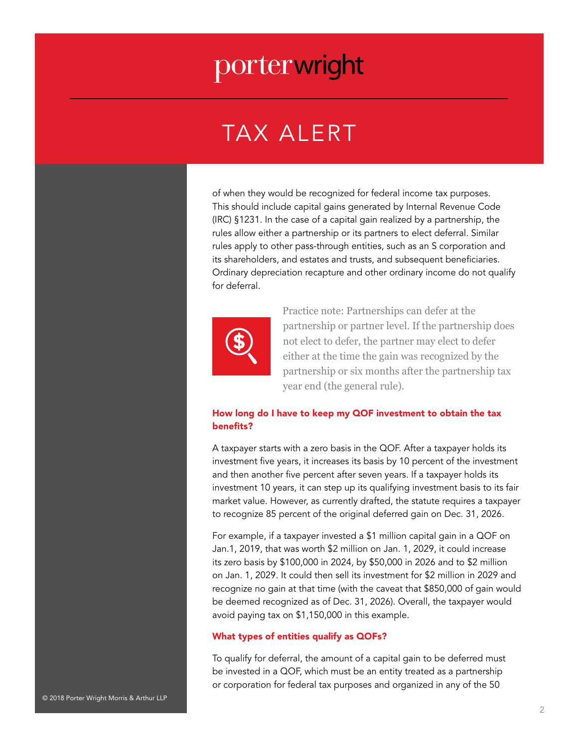of when they would be recognized for federal income tax purposes. This should include capital gains generated by Internal Revenue Code (IRC) §1231. In the case of a capital gain realized by a partnership, the rules allow either a partnership or its partners to elect deferral. Similar rules apply to other pass-through entities, such as an S corporation and its shareholders, and estates and trusts, and subsequent beneficiaries. Ordinary depreciation recapture and other ordinary income do not qualify for deferral.

Practice note: Partnerships can defer at the partnership or partner level. If the partnership does not elect to defer, the partner may elect to defer either at the time the gain was recognized by the partnership or six months after the partnership tax year end (the general rule).

### How long do I have to keep my QOF investment to obtain the tax benefits?

A taxpayer starts with a zero basis in the QOF. After a taxpayer holds its investment five years, it increases its basis by 10 percent of the investment and then another five percent after seven years. If a taxpayer holds its investment 10 years, it can step up its qualifying investment basis to its fair market value. However, as currently drafted, the statute requires a taxpayer to recognize 85 percent of the original deferred gain on Dec. 31, 2026.

For example, if a taxpayer invested a $1 million capital gain in a QOF on Jan.1, 2019, that was worth $2 million on Jan. 1, 2029, it could increase its zero basis by $100,000 in 2024, by $50,000 in 2026 and to $2 million on Jan. 1, 2029. It could then sell its investment for $2 million in 2029 and recognize no gain at that time (with the caveat that $850,000 of gain would be deemed recognized as of Dec. 31, 2026). Overall, the taxpayer would avoid paying tax on $1,150,000 in this example.

### What types of entities qualify as QOFs?

To qualify for deferral, the amount of a capital gain to be deferred must be invested in a QOF, which must be an entity treated as a partnership or corporation for federal tax purposes and organized in any of the 50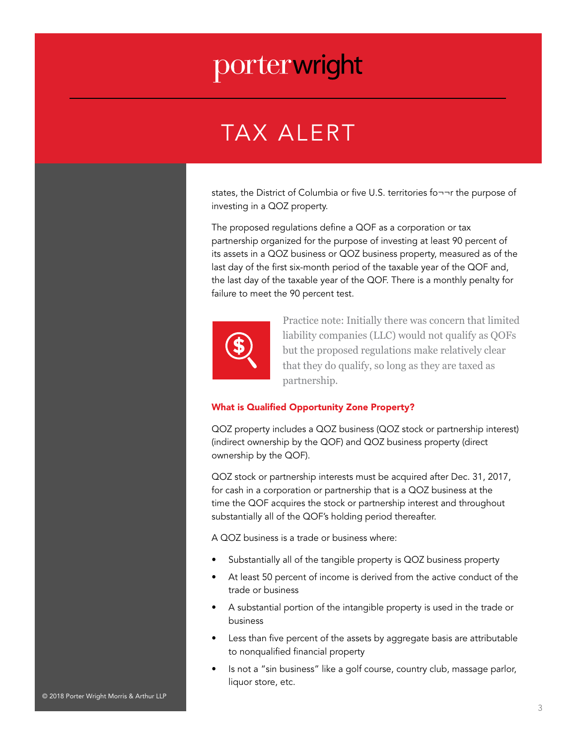states, the District of Columbia or five U.S. territories fo¬¬r the purpose of investing in a QOZ property.

The proposed regulations define a QOF as a corporation or tax partnership organized for the purpose of investing at least 90 percent of its assets in a QOZ business or QOZ business property, measured as of the last day of the first six-month period of the taxable year of the QOF and, the last day of the taxable year of the QOF. There is a monthly penalty for failure to meet the 90 percent test.

Practice note: Initially there was concern that limited liability companies (LLC) would not qualify as QOFs but the proposed regulations make relatively clear that they do qualify, so long as they are taxed as partnership.

### What is Qualified Opportunity Zone Property?

QOZ property includes a QOZ business (QOZ stock or partnership interest) (indirect ownership by the QOF) and QOZ business property (direct ownership by the QOF).

QOZ stock or partnership interests must be acquired after Dec. 31, 2017, for cash in a corporation or partnership that is a QOZ business at the time the QOF acquires the stock or partnership interest and throughout substantially all of the QOF's holding period thereafter.

A QOZ business is a trade or business where:

- Substantially all of the tangible property is QOZ business property
- At least 50 percent of income is derived from the active conduct of the trade or business
- A substantial portion of the intangible property is used in the trade or business
- Less than five percent of the assets by aggregate basis are attributable to nonqualified financial property
- Is not a "sin business" like a golf course, country club, massage parlor, liquor store, etc.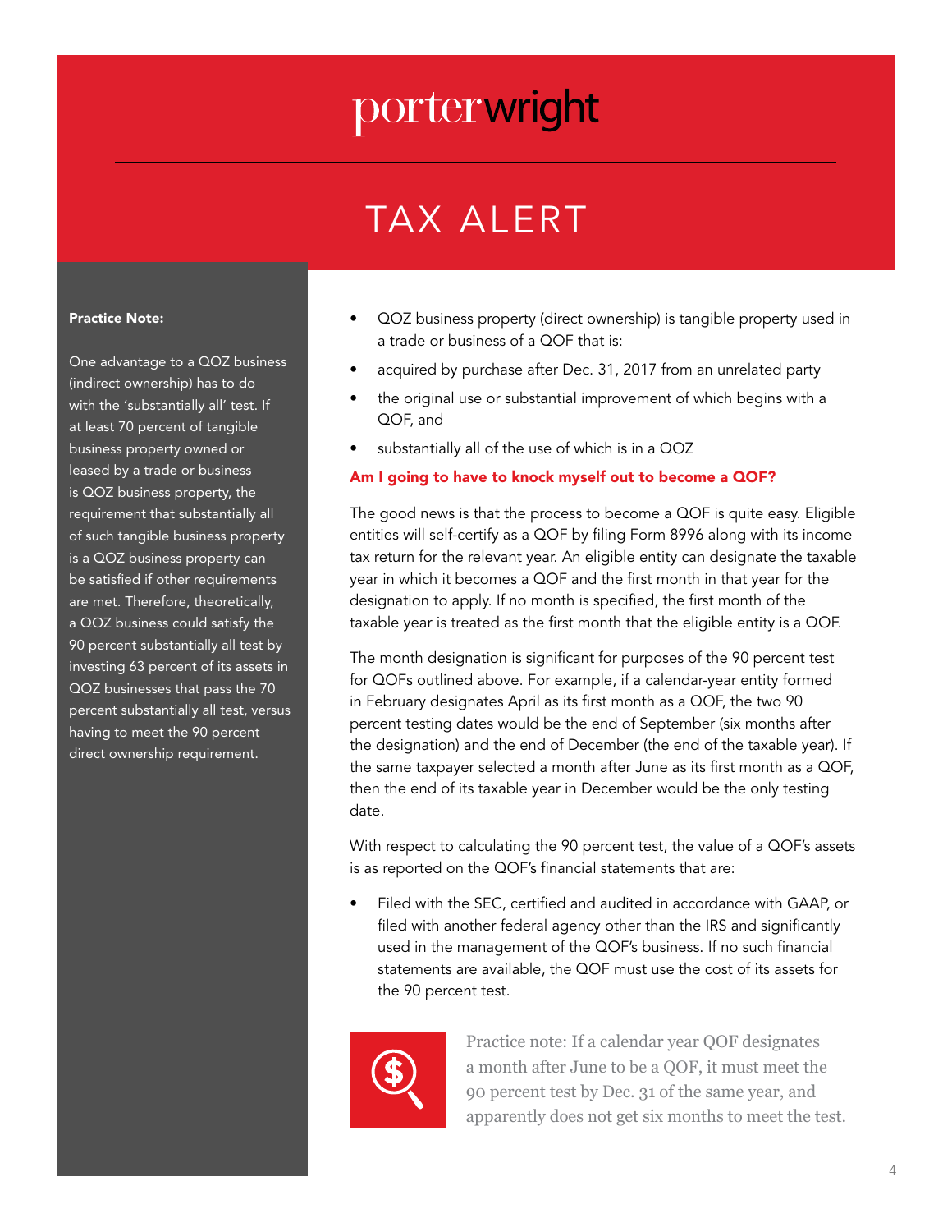**Practice Note:**

One advantage to a QOZ business (indirect ownership) has to do with the 'substantially all' test. If at least 70 percent of tangible business property owned or leased by a trade or business is QOZ business property, the requirement that substantially all of such tangible business property is a QOZ business property can be satisfied if other requirements are met. Therefore, theoretically, a QOZ business could satisfy the 90 percent substantially all test by investing 63 percent of its assets in QOZ businesses that pass the 70 percent substantially all test, versus having to meet the 90 percent direct ownership requirement.

- QOZ business property (direct ownership) is tangible property used in a trade or business of a QOF that is:
- acquired by purchase after Dec. 31, 2017 from an unrelated party
- the original use or substantial improvement of which begins with a QOF, and
- substantially all of the use of which is in a QOZ

### Am I going to have to knock myself out to become a QOF?

The good news is that the process to become a QOF is quite easy. Eligible entities will self-certify as a QOF by filing Form 8996 along with its income tax return for the relevant year. An eligible entity can designate the taxable year in which it becomes a QOF and the first month in that year for the designation to apply. If no month is specified, the first month of the taxable year is treated as the first month that the eligible entity is a QOF.

The month designation is significant for purposes of the 90 percent test for QOFs outlined above. For example, if a calendar-year entity formed in February designates April as its first month as a QOF, the two 90 percent testing dates would be the end of September (six months after the designation) and the end of December (the end of the taxable year). If the same taxpayer selected a month after June as its first month as a QOF, then the end of its taxable year in December would be the only testing date.

With respect to calculating the 90 percent test, the value of a QOF's assets is as reported on the QOF's financial statements that are:

- Filed with the SEC, certified and audited in accordance with GAAP, or filed with another federal agency other than the IRS and significantly used in the management of the QOF's business. If no such financial statements are available, the QOF must use the cost of its assets for the 90 percent test.

Practice note: If a calendar year QOF designates a month after June to be a QOF, it must meet the 90 percent test by Dec. 31 of the same year, and apparently does not get six months to meet the test.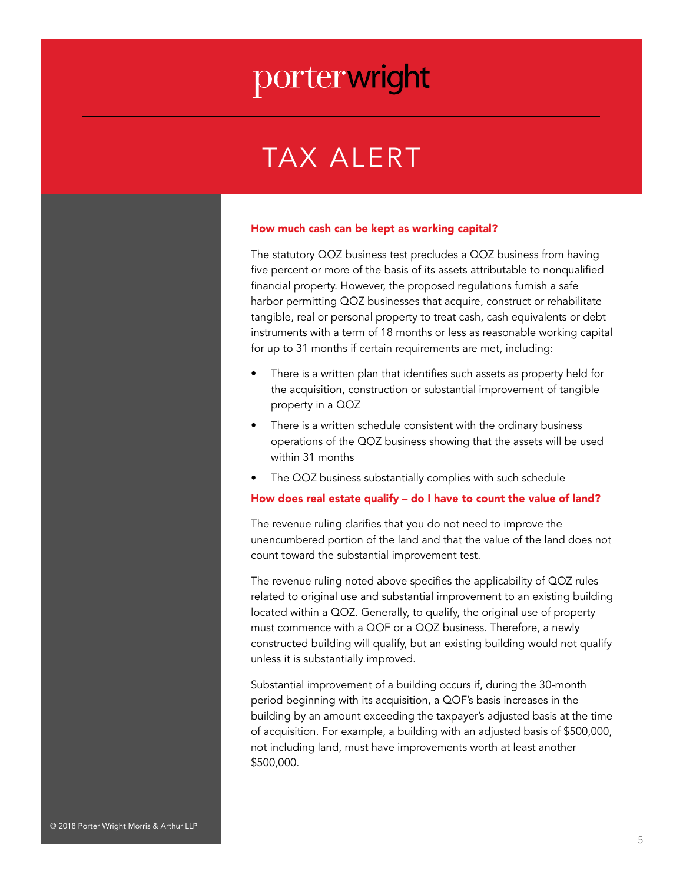### How much cash can be kept as working capital?

The statutory QOZ business test precludes a QOZ business from having five percent or more of the basis of its assets attributable to nonqualified financial property. However, the proposed regulations furnish a safe harbor permitting QOZ businesses that acquire, construct or rehabilitate tangible, real or personal property to treat cash, cash equivalents or debt instruments with a term of 18 months or less as reasonable working capital for up to 31 months if certain requirements are met, including:

- There is a written plan that identifies such assets as property held for the acquisition, construction or substantial improvement of tangible property in a QOZ
- There is a written schedule consistent with the ordinary business operations of the QOZ business showing that the assets will be used within 31 months
- The QOZ business substantially complies with such schedule

### How does real estate qualify – do I have to count the value of land?

The revenue ruling clarifies that you do not need to improve the unencumbered portion of the land and that the value of the land does not count toward the substantial improvement test.

The revenue ruling noted above specifies the applicability of QOZ rules related to original use and substantial improvement to an existing building located within a QOZ. Generally, to qualify, the original use of property must commence with a QOF or a QOZ business. Therefore, a newly constructed building will qualify, but an existing building would not qualify unless it is substantially improved.

Substantial improvement of a building occurs if, during the 30-month period beginning with its acquisition, a QOF's basis increases in the building by an amount exceeding the taxpayer's adjusted basis at the time of acquisition. For example, a building with an adjusted basis of $500,000, not including land, must have improvements worth at least another $500,000.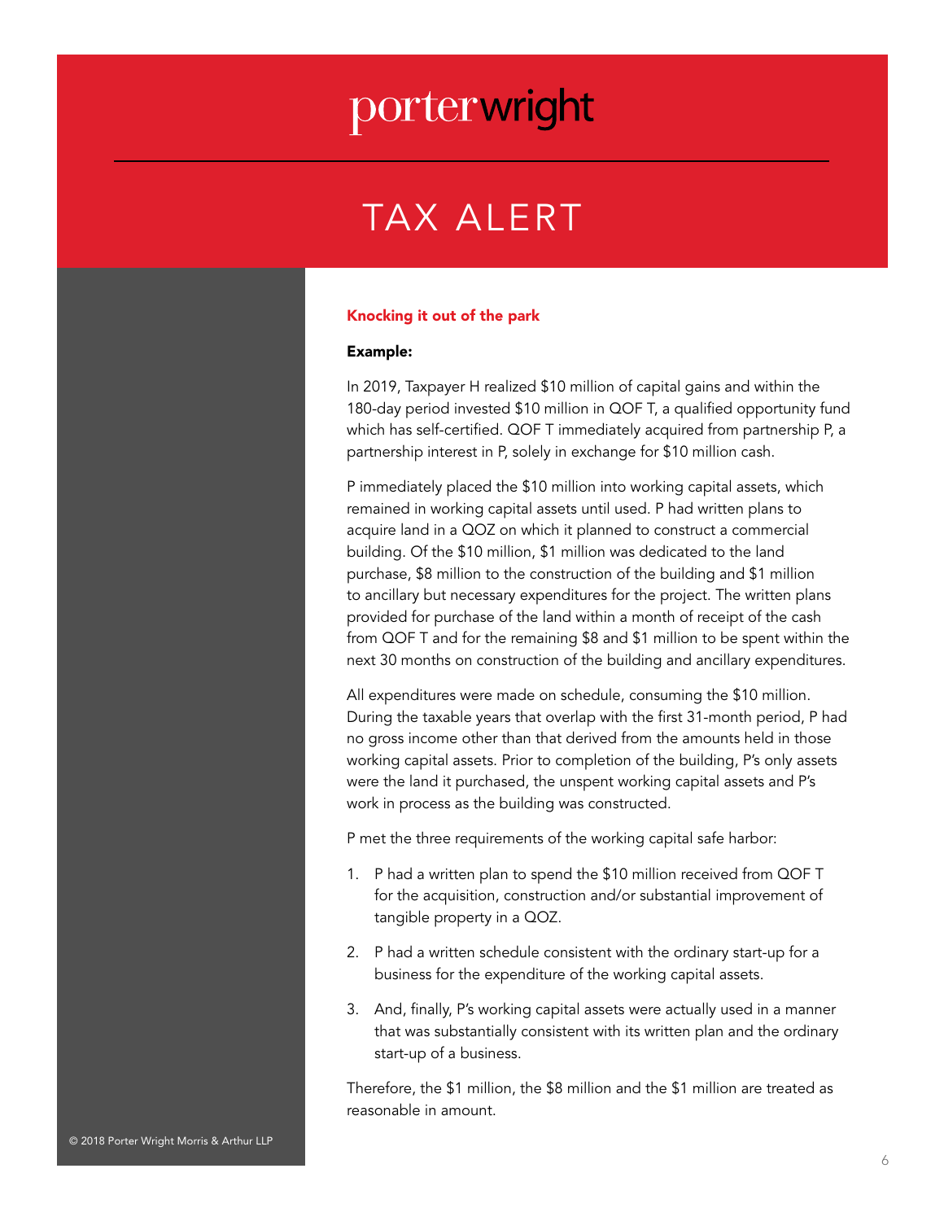**Knocking it out of the park**

**Example:**

In 2019, Taxpayer H realized $10 million of capital gains and within the 180-day period invested $10 million in QOF T, a qualified opportunity fund which has self-certified. QOF T immediately acquired from partnership P, a partnership interest in P, solely in exchange for $10 million cash.

P immediately placed the $10 million into working capital assets, which remained in working capital assets until used. P had written plans to acquire land in a QOZ on which it planned to construct a commercial building. Of the $10 million, $1 million was dedicated to the land purchase, $8 million to the construction of the building and $1 million to ancillary but necessary expenditures for the project. The written plans provided for purchase of the land within a month of receipt of the cash from QOF T and for the remaining $8 and $1 million to be spent within the next 30 months on construction of the building and ancillary expenditures.

All expenditures were made on schedule, consuming the $10 million. During the taxable years that overlap with the first 31-month period, P had no gross income other than that derived from the amounts held in those working capital assets. Prior to completion of the building, P's only assets were the land it purchased, the unspent working capital assets and P's work in process as the building was constructed.

P met the three requirements of the working capital safe harbor:

1. P had a written plan to spend the $10 million received from QOF T for the acquisition, construction and/or substantial improvement of tangible property in a QOZ.
2. P had a written schedule consistent with the ordinary start-up for a business for the expenditure of the working capital assets.
3. And, finally, P's working capital assets were actually used in a manner that was substantially consistent with its written plan and the ordinary start-up of a business.

Therefore, the $1 million, the $8 million and the $1 million are treated as reasonable in amount.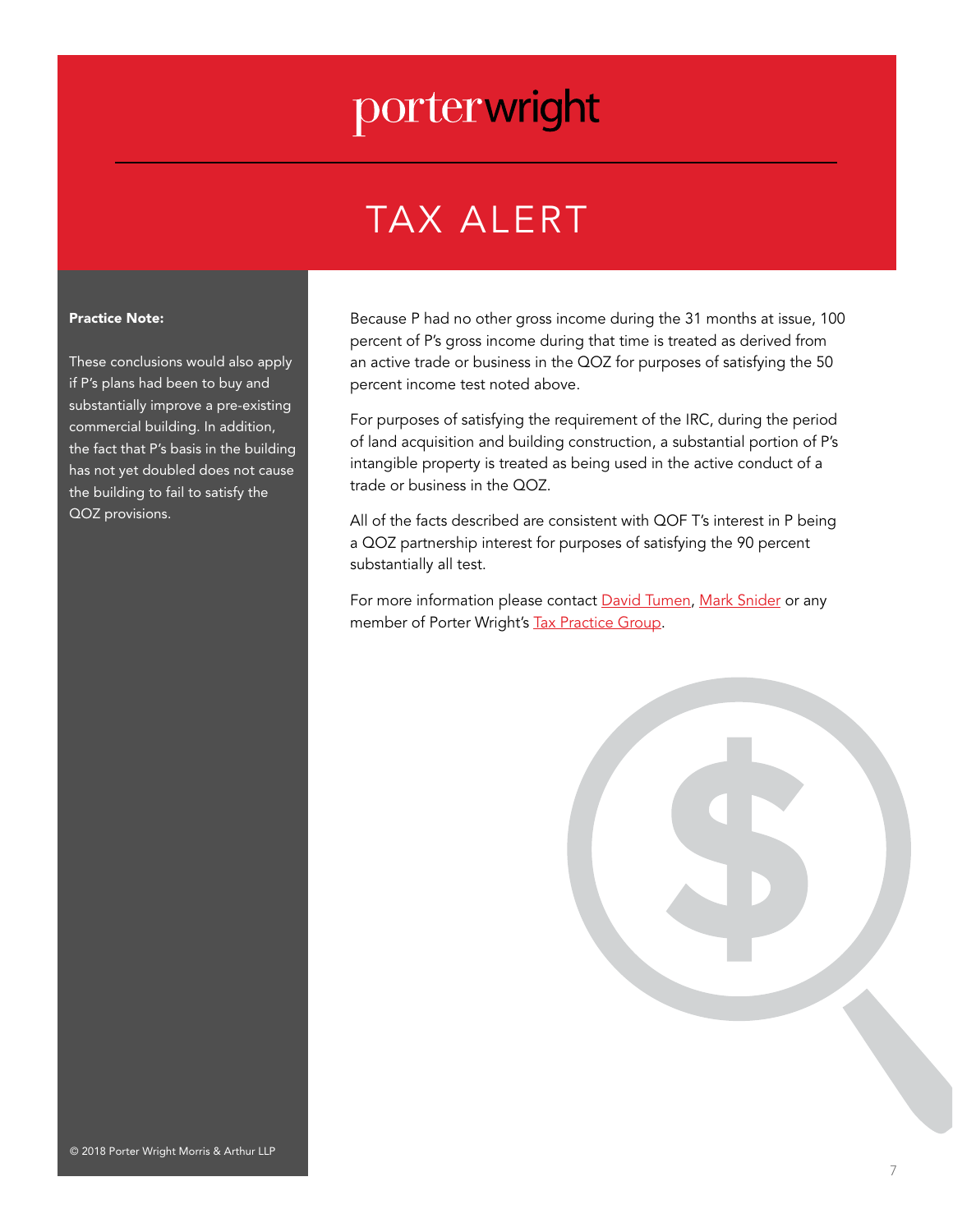**Practice Note:**

These conclusions would also apply if P's plans had been to buy and substantially improve a pre-existing commercial building. In addition, the fact that P's basis in the building has not yet doubled does not cause the building to fail to satisfy the QOZ provisions.

Because P had no other gross income during the 31 months at issue, 100 percent of P's gross income during that time is treated as derived from an active trade or business in the QOZ for purposes of satisfying the 50 percent income test noted above.

For purposes of satisfying the requirement of the IRC, during the period of land acquisition and building construction, a substantial portion of P's intangible property is treated as being used in the active conduct of a trade or business in the QOZ.

All of the facts described are consistent with QOF T's interest in P being a QOZ partnership interest for purposes of satisfying the 90 percent substantially all test.

For more information please contact David Tumen, Mark Snider or any member of Porter Wright's Tax Practice Group.